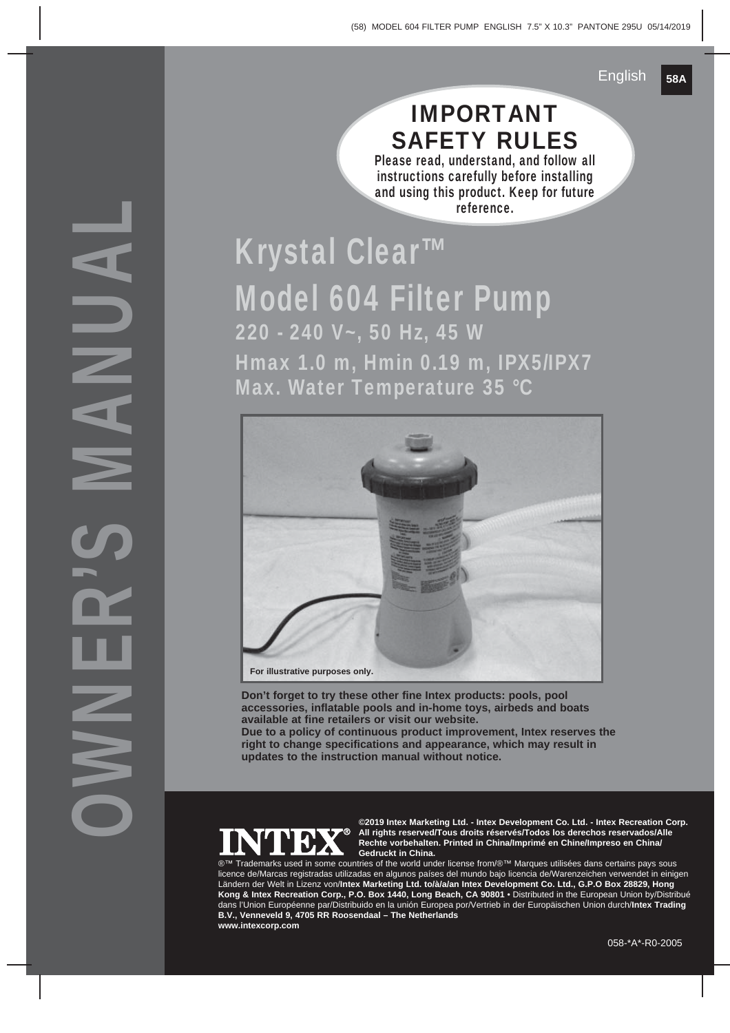# OWNER'S MANUAL

English

## IMPORTANT SAFETY RULES

**Please read, understand, and follow all instructions carefully before installing and using this product. Keep for future reference.**

# Krystal Clear™ Model 604 Filter Pump

**220 - 240 V~, 50 Hz, 45 W**

**Hmax 1.0 m, Hmin 0.19 m, IPX5/IPX7**

**Max. Water Temperature 35 °C**

For illustrative purposes only.

**Don't forget to try these other fine Intex products: pools, pool accessories, inflatable pools and in-home toys, airbeds and boats available at fine retailers or visit our website.**

**Due to a policy of continuous product improvement, Intex reserves the right to change specifications and appearance, which may result in updates to the instruction manual without notice.**

INTEX®

**©2019 Intex Marketing Ltd. - Intex Development Co. Ltd. - Intex Recreation Corp. All rights reserved/Tous droits réservés/Todos los derechos reservados/Alle Rechte vorbehalten. Printed in China/Imprimé en Chine/Impreso en China/ Gedruckt in China.**

®™ Trademarks used in some countries of the world under license from/®™ Marques utilisées dans certains pays sous licence de/Marcas registradas utilizadas en algunos países del mundo bajo licencia de/Warenzeichen verwendet in einigen Ländern der Welt in Lizenz von/**Intex Marketing Ltd. to/à/a/an Intex Development Co. Ltd., G.P.O Box 28829, Hong Kong & Intex Recreation Corp., P.O. Box 1440, Long Beach, CA 90801** • Distributed in the European Union by/Distribué dans l'Union Européenne par/Distribuido en la unión Europea por/Vertrieb in der Europäischen Union durch/**Intex Trading B.V., Venneveld 9, 4705 RR Roosendaal – The Netherlands**
**www.intexcorp.com**

058-*A*-R0-2005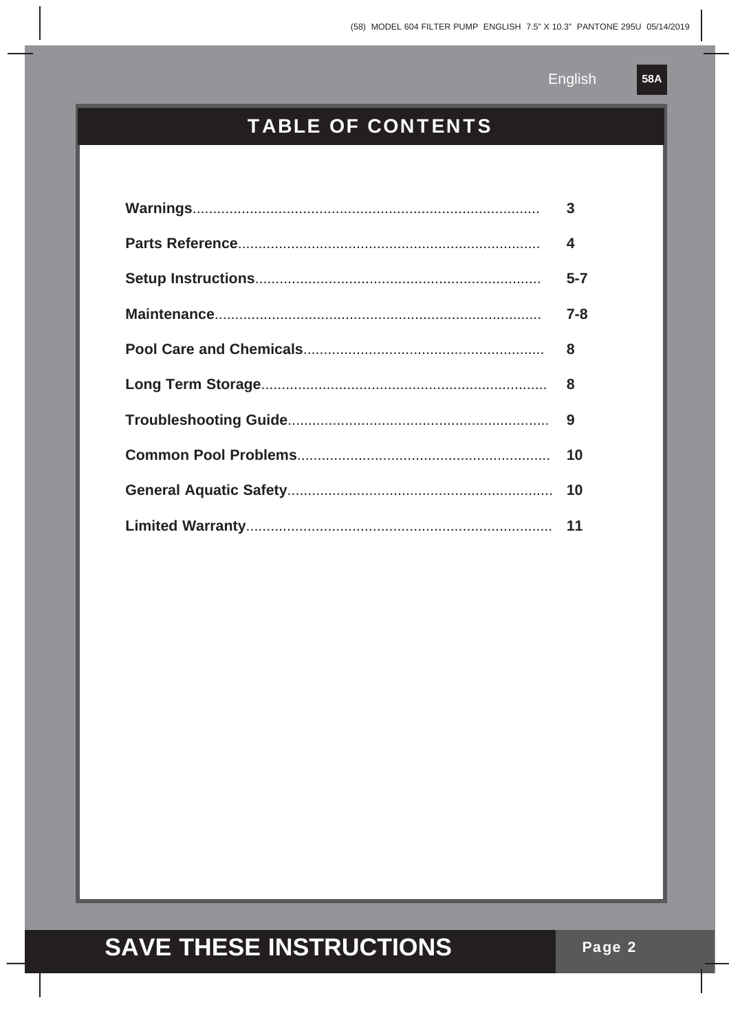# TABLE OF CONTENTS

| | |
|---|---|
| **Warnings** | 3 |
| **Parts Reference** | 4 |
| **Setup Instructions** | 5-7 |
| **Maintenance** | 7-8 |
| **Pool Care and Chemicals** | 8 |
| **Long Term Storage** | 8 |
| **Troubleshooting Guide** | 9 |
| **Common Pool Problems** | 10 |
| **General Aquatic Safety** | 10 |
| **Limited Warranty** | 11 |

**SAVE THESE INSTRUCTIONS**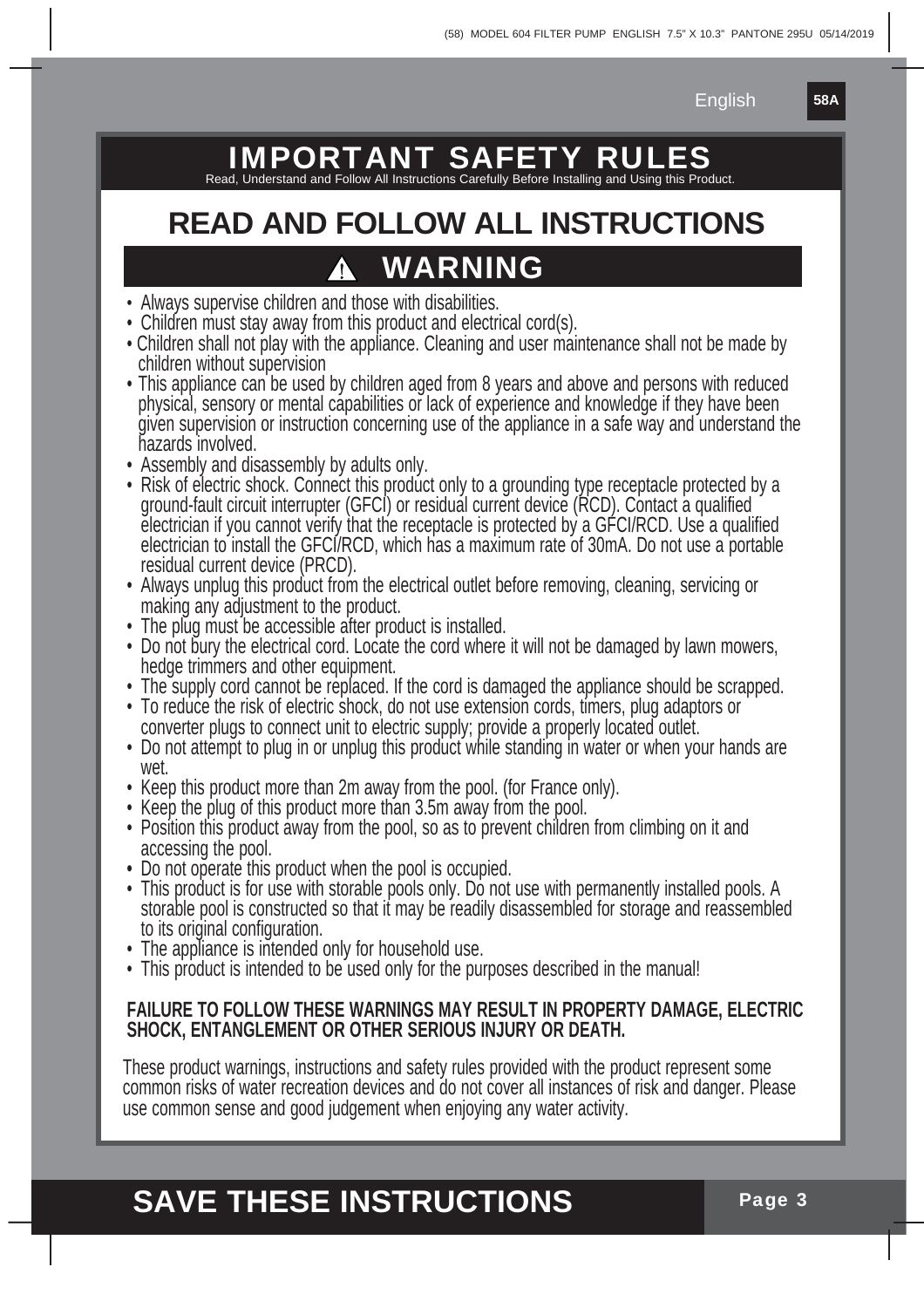# IMPORTANT SAFETY RULES

Read, Understand and Follow All Instructions Carefully Before Installing and Using this Product.

## READ AND FOLLOW ALL INSTRUCTIONS

## ⚠ WARNING

- Always supervise children and those with disabilities.
- Children must stay away from this product and electrical cord(s).
- Children shall not play with the appliance. Cleaning and user maintenance shall not be made by children without supervision
- This appliance can be used by children aged from 8 years and above and persons with reduced physical, sensory or mental capabilities or lack of experience and knowledge if they have been given supervision or instruction concerning use of the appliance in a safe way and understand the hazards involved.
- Assembly and disassembly by adults only.
- Risk of electric shock. Connect this product only to a grounding type receptacle protected by a ground-fault circuit interrupter (GFCI) or residual current device (RCD). Contact a qualified electrician if you cannot verify that the receptacle is protected by a GFCI/RCD. Use a qualified electrician to install the GFCI/RCD, which has a maximum rate of 30mA. Do not use a portable residual current device (PRCD).
- Always unplug this product from the electrical outlet before removing, cleaning, servicing or making any adjustment to the product.
- The plug must be accessible after product is installed.
- Do not bury the electrical cord. Locate the cord where it will not be damaged by lawn mowers, hedge trimmers and other equipment.
- The supply cord cannot be replaced. If the cord is damaged the appliance should be scrapped.
- To reduce the risk of electric shock, do not use extension cords, timers, plug adaptors or converter plugs to connect unit to electric supply; provide a properly located outlet.
- Do not attempt to plug in or unplug this product while standing in water or when your hands are wet.
- Keep this product more than 2m away from the pool. (for France only).
- Keep the plug of this product more than 3.5m away from the pool.
- Position this product away from the pool, so as to prevent children from climbing on it and accessing the pool.
- Do not operate this product when the pool is occupied.
- This product is for use with storable pools only. Do not use with permanently installed pools. A storable pool is constructed so that it may be readily disassembled for storage and reassembled to its original configuration.
- The appliance is intended only for household use.
- This product is intended to be used only for the purposes described in the manual!

**FAILURE TO FOLLOW THESE WARNINGS MAY RESULT IN PROPERTY DAMAGE, ELECTRIC SHOCK, ENTANGLEMENT OR OTHER SERIOUS INJURY OR DEATH.**

These product warnings, instructions and safety rules provided with the product represent some common risks of water recreation devices and do not cover all instances of risk and danger. Please use common sense and good judgement when enjoying any water activity.

## SAVE THESE INSTRUCTIONS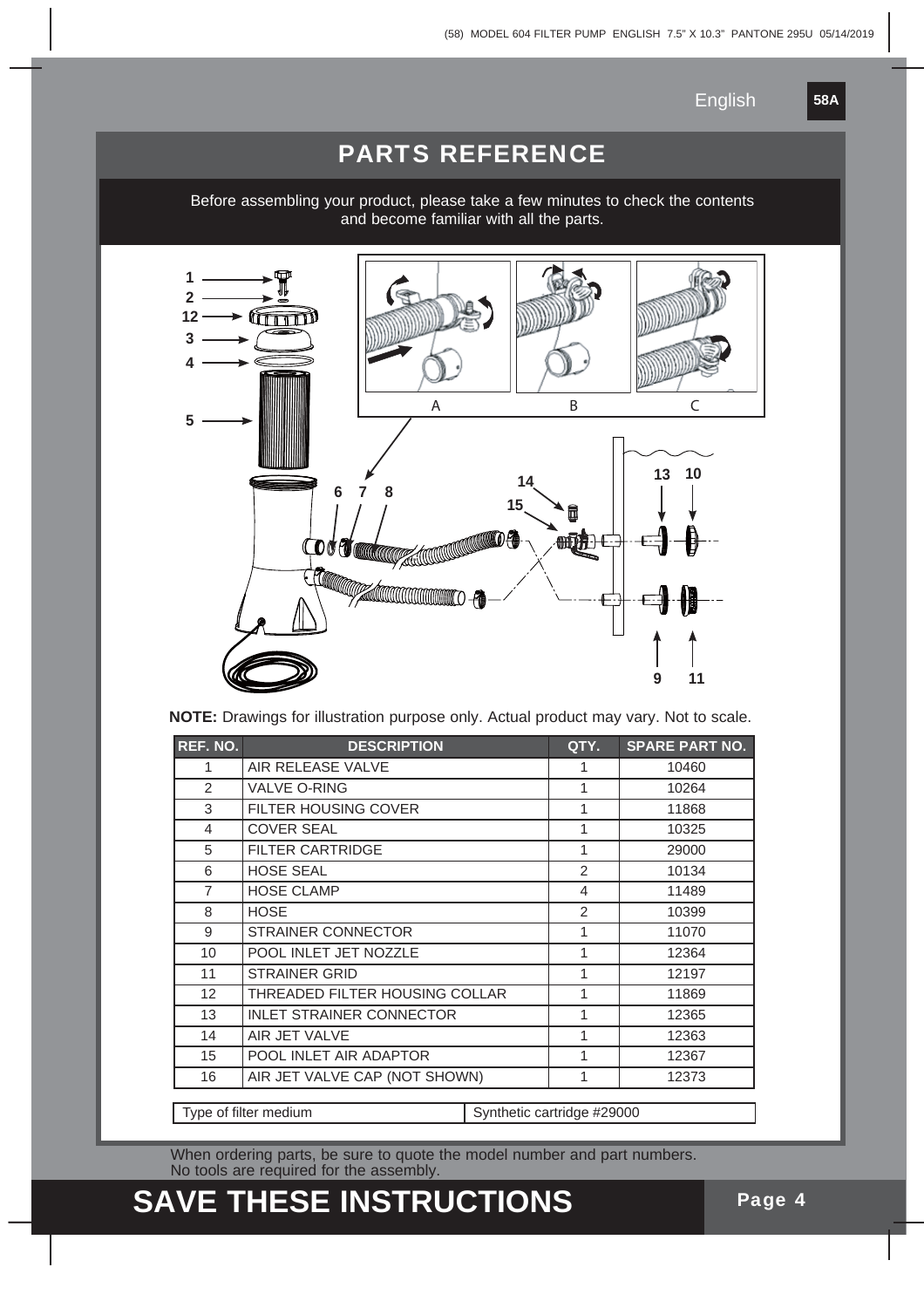# PARTS REFERENCE

Before assembling your product, please take a few minutes to check the contents and become familiar with all the parts.

**NOTE:** Drawings for illustration purpose only. Actual product may vary. Not to scale.

| REF. NO. | DESCRIPTION | QTY. | SPARE PART NO. |
|---|---|---|---|
| 1 | AIR RELEASE VALVE | 1 | 10460 |
| 2 | VALVE O-RING | 1 | 10264 |
| 3 | FILTER HOUSING COVER | 1 | 11868 |
| 4 | COVER SEAL | 1 | 10325 |
| 5 | FILTER CARTRIDGE | 1 | 29000 |
| 6 | HOSE SEAL | 2 | 10134 |
| 7 | HOSE CLAMP | 4 | 11489 |
| 8 | HOSE | 2 | 10399 |
| 9 | STRAINER CONNECTOR | 1 | 11070 |
| 10 | POOL INLET JET NOZZLE | 1 | 12364 |
| 11 | STRAINER GRID | 1 | 12197 |
| 12 | THREADED FILTER HOUSING COLLAR | 1 | 11869 |
| 13 | INLET STRAINER CONNECTOR | 1 | 12365 |
| 14 | AIR JET VALVE | 1 | 12363 |
| 15 | POOL INLET AIR ADAPTOR | 1 | 12367 |
| 16 | AIR JET VALVE CAP (NOT SHOWN) | 1 | 12373 |

| Type of filter medium | Synthetic cartridge #29000 |
|---|---|

When ordering parts, be sure to quote the model number and part numbers.
No tools are required for the assembly.

# SAVE THESE INSTRUCTIONS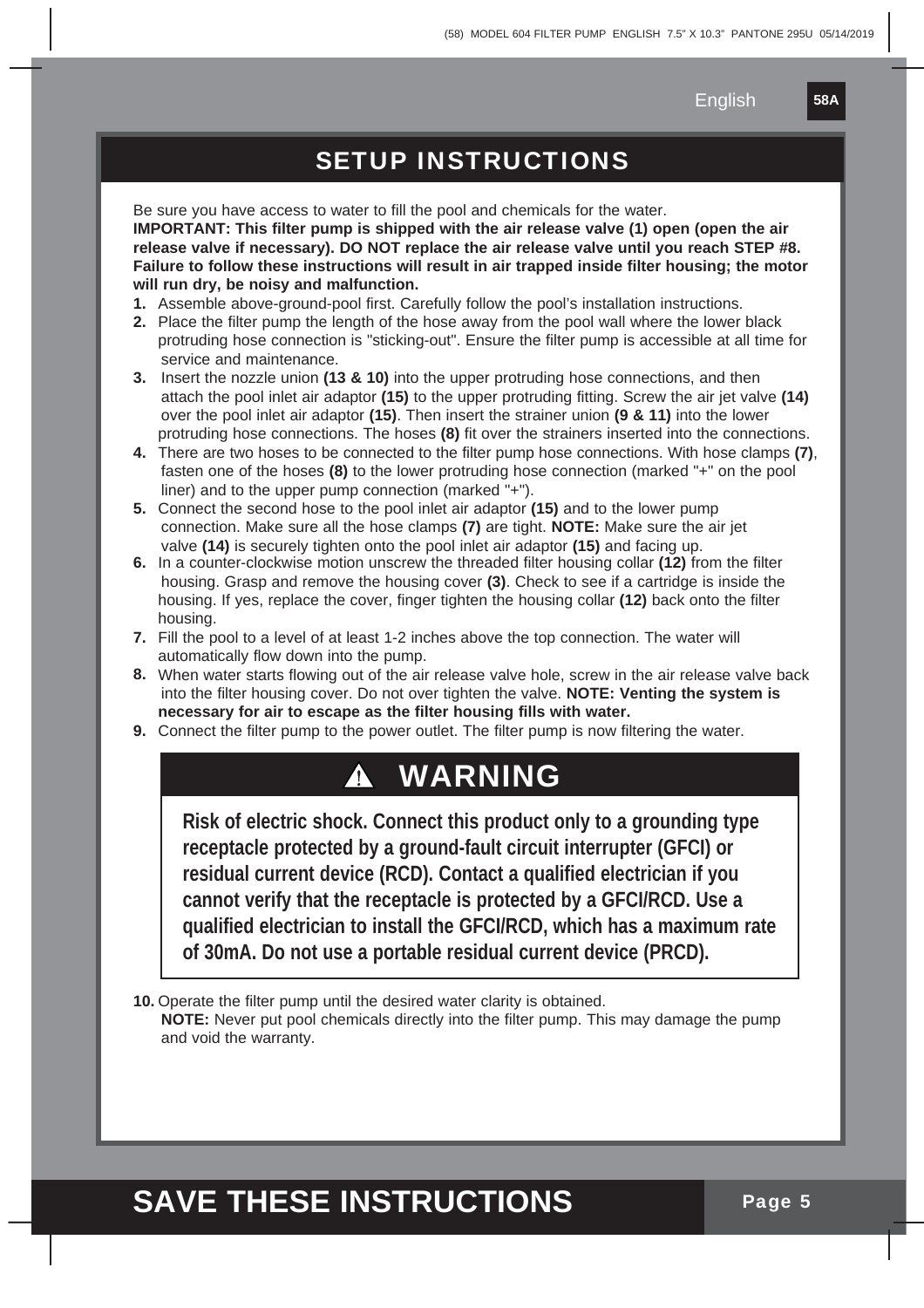## SETUP INSTRUCTIONS

Be sure you have access to water to fill the pool and chemicals for the water.
**IMPORTANT: This filter pump is shipped with the air release valve (1) open (open the air release valve if necessary). DO NOT replace the air release valve until you reach STEP #8. Failure to follow these instructions will result in air trapped inside filter housing; the motor will run dry, be noisy and malfunction.**

1. Assemble above-ground-pool first. Carefully follow the pool's installation instructions.
2. Place the filter pump the length of the hose away from the pool wall where the lower black protruding hose connection is "sticking-out". Ensure the filter pump is accessible at all time for service and maintenance.
3. Insert the nozzle union **(13 & 10)** into the upper protruding hose connections, and then attach the pool inlet air adaptor **(15)** to the upper protruding fitting. Screw the air jet valve **(14)** over the pool inlet air adaptor **(15)**. Then insert the strainer union **(9 & 11)** into the lower protruding hose connections. The hoses **(8)** fit over the strainers inserted into the connections.
4. There are two hoses to be connected to the filter pump hose connections. With hose clamps **(7)**, fasten one of the hoses **(8)** to the lower protruding hose connection (marked "+" on the pool liner) and to the upper pump connection (marked "+").
5. Connect the second hose to the pool inlet air adaptor **(15)** and to the lower pump connection. Make sure all the hose clamps **(7)** are tight. **NOTE:** Make sure the air jet valve **(14)** is securely tighten onto the pool inlet air adaptor **(15)** and facing up.
6. In a counter-clockwise motion unscrew the threaded filter housing collar **(12)** from the filter housing. Grasp and remove the housing cover **(3)**. Check to see if a cartridge is inside the housing. If yes, replace the cover, finger tighten the housing collar **(12)** back onto the filter housing.
7. Fill the pool to a level of at least 1-2 inches above the top connection. The water will automatically flow down into the pump.
8. When water starts flowing out of the air release valve hole, screw in the air release valve back into the filter housing cover. Do not over tighten the valve. **NOTE: Venting the system is necessary for air to escape as the filter housing fills with water.**
9. Connect the filter pump to the power outlet. The filter pump is now filtering the water.

### ⚠ WARNING

**Risk of electric shock. Connect this product only to a grounding type receptacle protected by a ground-fault circuit interrupter (GFCI) or residual current device (RCD). Contact a qualified electrician if you cannot verify that the receptacle is protected by a GFCI/RCD. Use a qualified electrician to install the GFCI/RCD, which has a maximum rate of 30mA. Do not use a portable residual current device (PRCD).**

10. Operate the filter pump until the desired water clarity is obtained.
    **NOTE:** Never put pool chemicals directly into the filter pump. This may damage the pump and void the warranty.

## SAVE THESE INSTRUCTIONS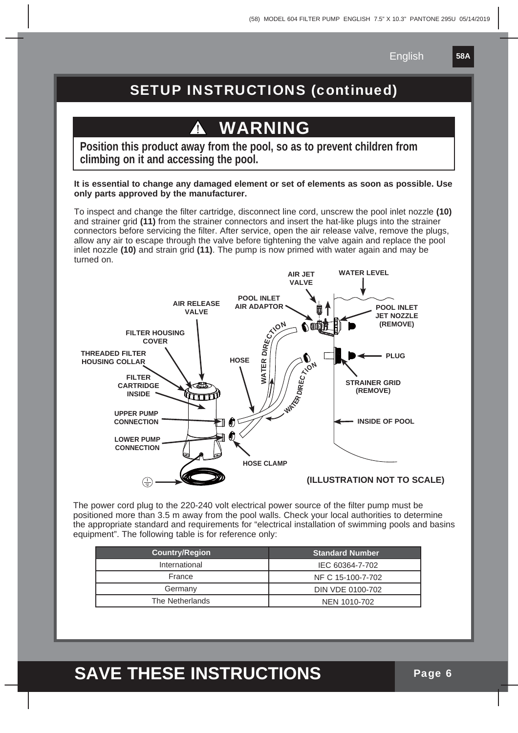# SETUP INSTRUCTIONS (continued)

## ⚠ WARNING

**Position this product away from the pool, so as to prevent children from climbing on it and accessing the pool.**

**It is essential to change any damaged element or set of elements as soon as possible. Use only parts approved by the manufacturer.**

To inspect and change the filter cartridge, disconnect line cord, unscrew the pool inlet nozzle **(10)** and strainer grid **(11)** from the strainer connectors and insert the hat-like plugs into the strainer connectors before servicing the filter. After service, open the air release valve, remove the plugs, allow any air to escape through the valve before tightening the valve again and replace the pool inlet nozzle **(10)** and strain grid **(11)**. The pump is now primed with water again and may be turned on.

AIR JET VALVE
WATER LEVEL
POOL INLET AIR ADAPTOR
AIR RELEASE VALVE
POOL INLET JET NOZZLE (REMOVE)
FILTER HOUSING COVER
THREADED FILTER HOUSING COLLAR
HOSE
WATER DIRECTION
PLUG
FILTER CARTRIDGE INSIDE
STRAINER GRID (REMOVE)
UPPER PUMP CONNECTION
INSIDE OF POOL
LOWER PUMP CONNECTION
HOSE CLAMP

**(ILLUSTRATION NOT TO SCALE)**

The power cord plug to the 220-240 volt electrical power source of the filter pump must be positioned more than 3.5 m away from the pool walls. Check your local authorities to determine the appropriate standard and requirements for "electrical installation of swimming pools and basins equipment". The following table is for reference only:

| Country/Region | Standard Number |
|---|---|
| International | IEC 60364-7-702 |
| France | NF C 15-100-7-702 |
| Germany | DIN VDE 0100-702 |
| The Netherlands | NEN 1010-702 |

# SAVE THESE INSTRUCTIONS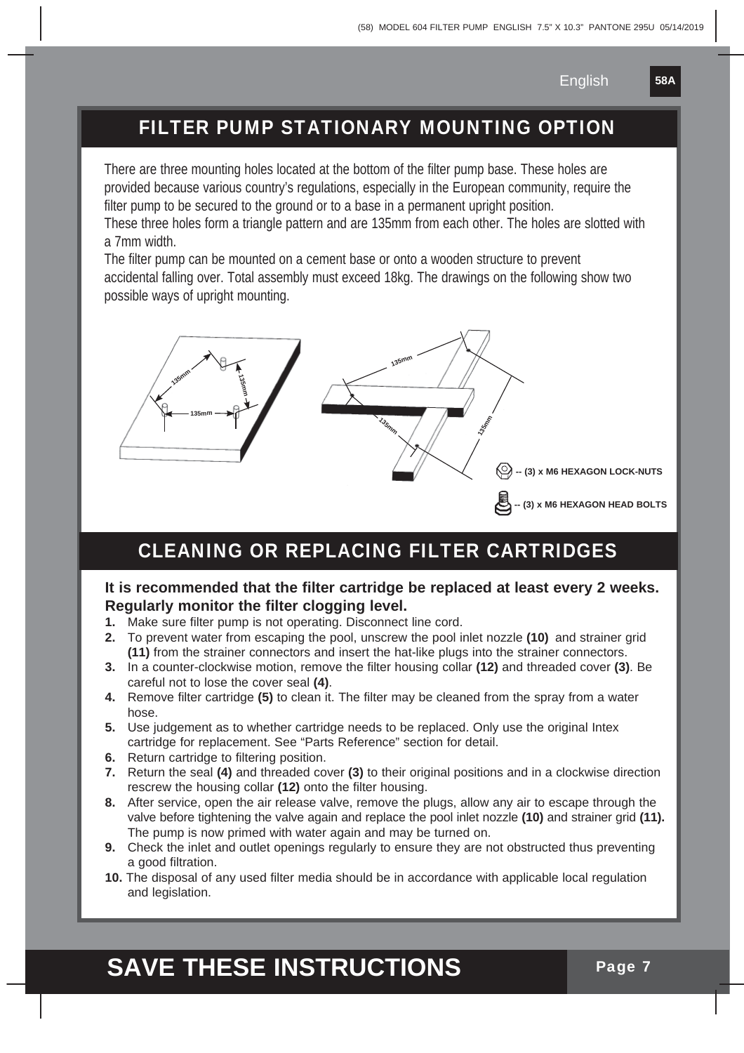## FILTER PUMP STATIONARY MOUNTING OPTION

There are three mounting holes located at the bottom of the filter pump base. These holes are provided because various country's regulations, especially in the European community, require the filter pump to be secured to the ground or to a base in a permanent upright position.
These three holes form a triangle pattern and are 135mm from each other. The holes are slotted with a 7mm width.
The filter pump can be mounted on a cement base or onto a wooden structure to prevent accidental falling over. Total assembly must exceed 18kg. The drawings on the following show two possible ways of upright mounting.

135mm 135mm 135mm 135mm 135mm 135mm

-- (3) x M6 HEXAGON LOCK-NUTS

-- (3) x M6 HEXAGON HEAD BOLTS

## CLEANING OR REPLACING FILTER CARTRIDGES

**It is recommended that the filter cartridge be replaced at least every 2 weeks. Regularly monitor the filter clogging level.**

1. Make sure filter pump is not operating. Disconnect line cord.
2. To prevent water from escaping the pool, unscrew the pool inlet nozzle **(10)** and strainer grid **(11)** from the strainer connectors and insert the hat-like plugs into the strainer connectors.
3. In a counter-clockwise motion, remove the filter housing collar **(12)** and threaded cover **(3)**. Be careful not to lose the cover seal **(4)**.
4. Remove filter cartridge **(5)** to clean it. The filter may be cleaned from the spray from a water hose.
5. Use judgement as to whether cartridge needs to be replaced. Only use the original Intex cartridge for replacement. See "Parts Reference" section for detail.
6. Return cartridge to filtering position.
7. Return the seal **(4)** and threaded cover **(3)** to their original positions and in a clockwise direction rescrew the housing collar **(12)** onto the filter housing.
8. After service, open the air release valve, remove the plugs, allow any air to escape through the valve before tightening the valve again and replace the pool inlet nozzle **(10)** and strainer grid **(11).** The pump is now primed with water again and may be turned on.
9. Check the inlet and outlet openings regularly to ensure they are not obstructed thus preventing a good filtration.
10. The disposal of any used filter media should be in accordance with applicable local regulation and legislation.

# SAVE THESE INSTRUCTIONS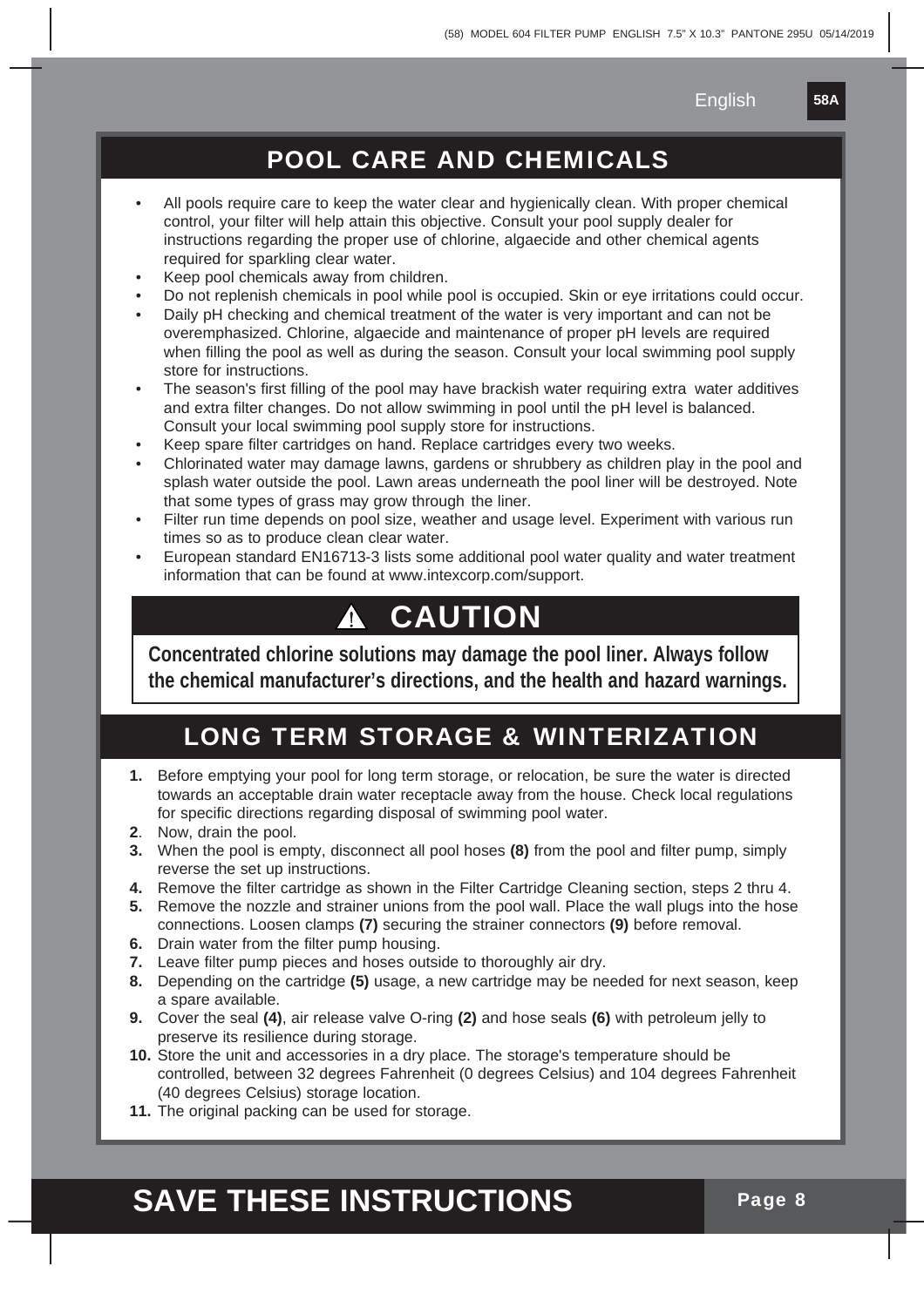## POOL CARE AND CHEMICALS

- All pools require care to keep the water clear and hygienically clean. With proper chemical control, your filter will help attain this objective. Consult your pool supply dealer for instructions regarding the proper use of chlorine, algaecide and other chemical agents required for sparkling clear water.
- Keep pool chemicals away from children.
- Do not replenish chemicals in pool while pool is occupied. Skin or eye irritations could occur.
- Daily pH checking and chemical treatment of the water is very important and can not be overemphasized. Chlorine, algaecide and maintenance of proper pH levels are required when filling the pool as well as during the season. Consult your local swimming pool supply store for instructions.
- The season's first filling of the pool may have brackish water requiring extra water additives and extra filter changes. Do not allow swimming in pool until the pH level is balanced. Consult your local swimming pool supply store for instructions.
- Keep spare filter cartridges on hand. Replace cartridges every two weeks.
- Chlorinated water may damage lawns, gardens or shrubbery as children play in the pool and splash water outside the pool. Lawn areas underneath the pool liner will be destroyed. Note that some types of grass may grow through the liner.
- Filter run time depends on pool size, weather and usage level. Experiment with various run times so as to produce clean clear water.
- European standard EN16713-3 lists some additional pool water quality and water treatment information that can be found at www.intexcorp.com/support.

### ⚠ CAUTION

**Concentrated chlorine solutions may damage the pool liner. Always follow the chemical manufacturer's directions, and the health and hazard warnings.**

## LONG TERM STORAGE & WINTERIZATION

1. Before emptying your pool for long term storage, or relocation, be sure the water is directed towards an acceptable drain water receptacle away from the house. Check local regulations for specific directions regarding disposal of swimming pool water.
2. Now, drain the pool.
3. When the pool is empty, disconnect all pool hoses **(8)** from the pool and filter pump, simply reverse the set up instructions.
4. Remove the filter cartridge as shown in the Filter Cartridge Cleaning section, steps 2 thru 4.
5. Remove the nozzle and strainer unions from the pool wall. Place the wall plugs into the hose connections. Loosen clamps **(7)** securing the strainer connectors **(9)** before removal.
6. Drain water from the filter pump housing.
7. Leave filter pump pieces and hoses outside to thoroughly air dry.
8. Depending on the cartridge **(5)** usage, a new cartridge may be needed for next season, keep a spare available.
9. Cover the seal **(4)**, air release valve O-ring **(2)** and hose seals **(6)** with petroleum jelly to preserve its resilience during storage.
10. Store the unit and accessories in a dry place. The storage's temperature should be controlled, between 32 degrees Fahrenheit (0 degrees Celsius) and 104 degrees Fahrenheit (40 degrees Celsius) storage location.
11. The original packing can be used for storage.

# SAVE THESE INSTRUCTIONS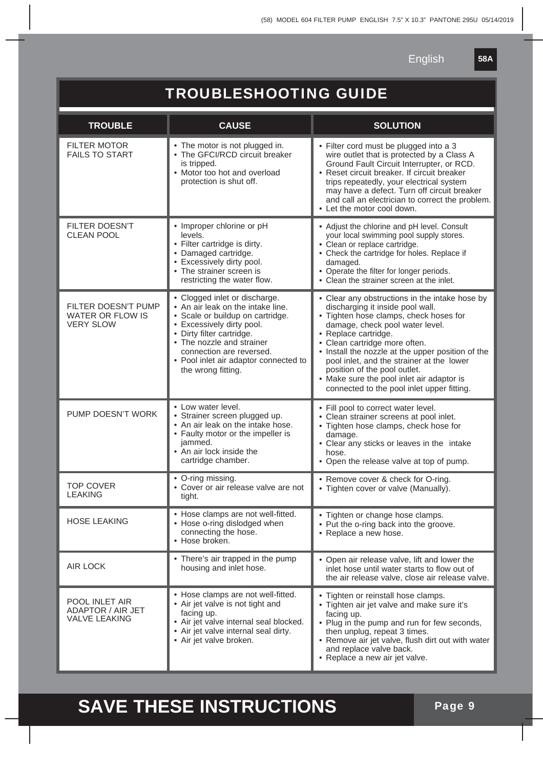# TROUBLESHOOTING GUIDE

| TROUBLE | CAUSE | SOLUTION |
|---|---|---|
| FILTER MOTOR FAILS TO START | • The motor is not plugged in.<br>• The GFCI/RCD circuit breaker is tripped.<br>• Motor too hot and overload protection is shut off. | • Filter cord must be plugged into a 3 wire outlet that is protected by a Class A Ground Fault Circuit Interrupter, or RCD.<br>• Reset circuit breaker. If circuit breaker trips repeatedly, your electrical system may have a defect. Turn off circuit breaker and call an electrician to correct the problem.<br>• Let the motor cool down. |
| FILTER DOESN'T CLEAN POOL | • Improper chlorine or pH levels.<br>• Filter cartridge is dirty.<br>• Damaged cartridge.<br>• Excessively dirty pool.<br>• The strainer screen is restricting the water flow. | • Adjust the chlorine and pH level. Consult your local swimming pool supply stores.<br>• Clean or replace cartridge.<br>• Check the cartridge for holes. Replace if damaged.<br>• Operate the filter for longer periods.<br>• Clean the strainer screen at the inlet. |
| FILTER DOESN'T PUMP WATER OR FLOW IS VERY SLOW | • Clogged inlet or discharge.<br>• An air leak on the intake line.<br>• Scale or buildup on cartridge.<br>• Excessively dirty pool.<br>• Dirty filter cartridge.<br>• The nozzle and strainer connection are reversed.<br>• Pool inlet air adaptor connected to the wrong fitting. | • Clear any obstructions in the intake hose by discharging it inside pool wall.<br>• Tighten hose clamps, check hoses for damage, check pool water level.<br>• Replace cartridge.<br>• Clean cartridge more often.<br>• Install the nozzle at the upper position of the pool inlet, and the strainer at the lower position of the pool outlet.<br>• Make sure the pool inlet air adaptor is connected to the pool inlet upper fitting. |
| PUMP DOESN'T WORK | • Low water level.<br>• Strainer screen plugged up.<br>• An air leak on the intake hose.<br>• Faulty motor or the impeller is jammed.<br>• An air lock inside the cartridge chamber. | • Fill pool to correct water level.<br>• Clean strainer screens at pool inlet.<br>• Tighten hose clamps, check hose for damage.<br>• Clear any sticks or leaves in the intake hose.<br>• Open the release valve at top of pump. |
| TOP COVER LEAKING | • O-ring missing.<br>• Cover or air release valve are not tight. | • Remove cover & check for O-ring.<br>• Tighten cover or valve (Manually). |
| HOSE LEAKING | • Hose clamps are not well-fitted.<br>• Hose o-ring dislodged when connecting the hose.<br>• Hose broken. | • Tighten or change hose clamps.<br>• Put the o-ring back into the groove.<br>• Replace a new hose. |
| AIR LOCK | • There's air trapped in the pump housing and inlet hose. | • Open air release valve, lift and lower the inlet hose until water starts to flow out of the air release valve, close air release valve. |
| POOL INLET AIR ADAPTOR / AIR JET VALVE LEAKING | • Hose clamps are not well-fitted.<br>• Air jet valve is not tight and facing up.<br>• Air jet valve internal seal blocked.<br>• Air jet valve internal seal dirty.<br>• Air jet valve broken. | • Tighten or reinstall hose clamps.<br>• Tighten air jet valve and make sure it's facing up.<br>• Plug in the pump and run for few seconds, then unplug, repeat 3 times.<br>• Remove air jet valve, flush dirt out with water and replace valve back.<br>• Replace a new air jet valve. |

# SAVE THESE INSTRUCTIONS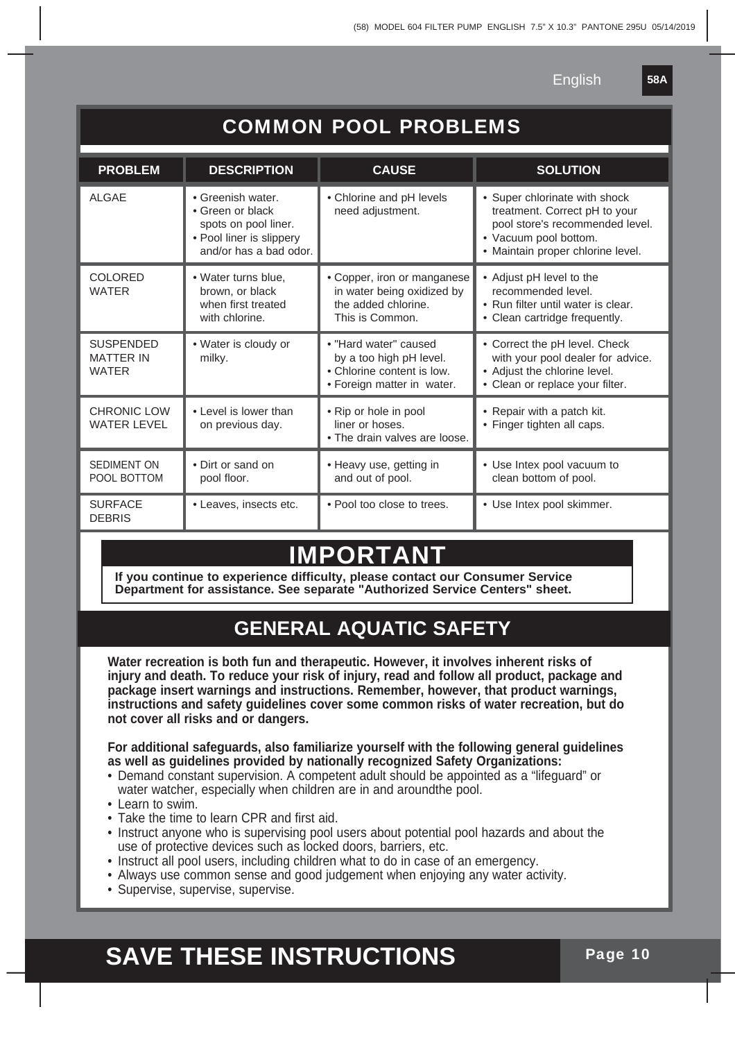## COMMON POOL PROBLEMS

| PROBLEM | DESCRIPTION | CAUSE | SOLUTION |
|---|---|---|---|
| ALGAE | • Greenish water.<br>• Green or black spots on pool liner.<br>• Pool liner is slippery and/or has a bad odor. | • Chlorine and pH levels need adjustment. | • Super chlorinate with shock treatment. Correct pH to your pool store's recommended level.<br>• Vacuum pool bottom.<br>• Maintain proper chlorine level. |
| COLORED WATER | • Water turns blue, brown, or black when first treated with chlorine. | • Copper, iron or manganese in water being oxidized by the added chlorine. This is Common. | • Adjust pH level to the recommended level.<br>• Run filter until water is clear.<br>• Clean cartridge frequently. |
| SUSPENDED MATTER IN WATER | • Water is cloudy or milky. | • "Hard water" caused by a too high pH level.<br>• Chlorine content is low.<br>• Foreign matter in water. | • Correct the pH level. Check with your pool dealer for advice.<br>• Adjust the chlorine level.<br>• Clean or replace your filter. |
| CHRONIC LOW WATER LEVEL | • Level is lower than on previous day. | • Rip or hole in pool liner or hoses.<br>• The drain valves are loose. | • Repair with a patch kit.<br>• Finger tighten all caps. |
| SEDIMENT ON POOL BOTTOM | • Dirt or sand on pool floor. | • Heavy use, getting in and out of pool. | • Use Intex pool vacuum to clean bottom of pool. |
| SURFACE DEBRIS | • Leaves, insects etc. | • Pool too close to trees. | • Use Intex pool skimmer. |

## IMPORTANT

**If you continue to experience difficulty, please contact our Consumer Service Department for assistance. See separate "Authorized Service Centers" sheet.**

## GENERAL AQUATIC SAFETY

**Water recreation is both fun and therapeutic. However, it involves inherent risks of injury and death. To reduce your risk of injury, read and follow all product, package and package insert warnings and instructions. Remember, however, that product warnings, instructions and safety guidelines cover some common risks of water recreation, but do not cover all risks and or dangers.**

**For additional safeguards, also familiarize yourself with the following general guidelines as well as guidelines provided by nationally recognized Safety Organizations:**

- Demand constant supervision. A competent adult should be appointed as a "lifeguard" or water watcher, especially when children are in and aroundthe pool.
- Learn to swim.
- Take the time to learn CPR and first aid.
- Instruct anyone who is supervising pool users about potential pool hazards and about the use of protective devices such as locked doors, barriers, etc.
- Instruct all pool users, including children what to do in case of an emergency.
- Always use common sense and good judgement when enjoying any water activity.
- Supervise, supervise, supervise.

# SAVE THESE INSTRUCTIONS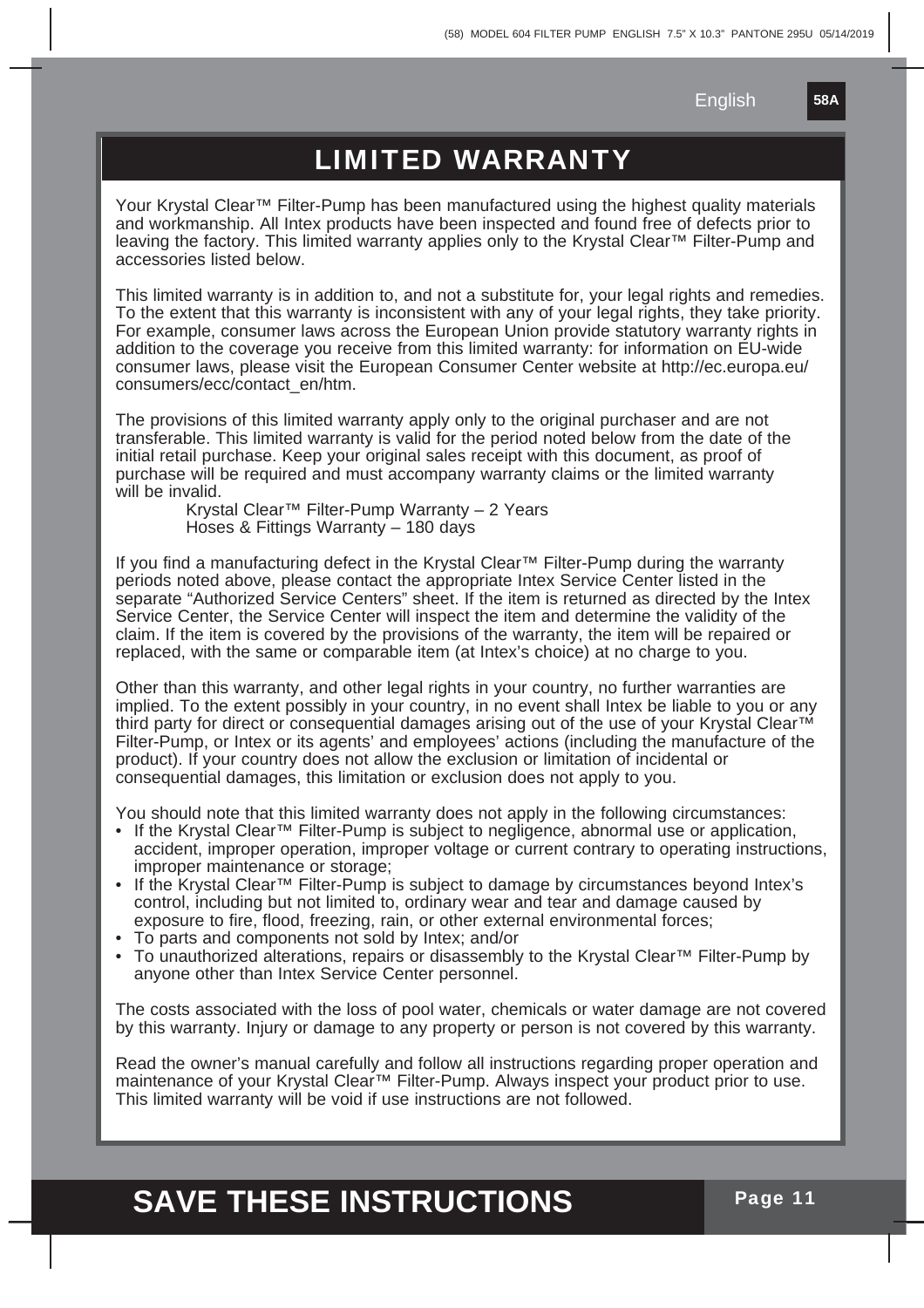# LIMITED WARRANTY

Your Krystal Clear™ Filter-Pump has been manufactured using the highest quality materials and workmanship. All Intex products have been inspected and found free of defects prior to leaving the factory. This limited warranty applies only to the Krystal Clear™ Filter-Pump and accessories listed below.

This limited warranty is in addition to, and not a substitute for, your legal rights and remedies. To the extent that this warranty is inconsistent with any of your legal rights, they take priority. For example, consumer laws across the European Union provide statutory warranty rights in addition to the coverage you receive from this limited warranty: for information on EU-wide consumer laws, please visit the European Consumer Center website at http://ec.europa.eu/consumers/ecc/contact_en/htm.

The provisions of this limited warranty apply only to the original purchaser and are not transferable. This limited warranty is valid for the period noted below from the date of the initial retail purchase. Keep your original sales receipt with this document, as proof of purchase will be required and must accompany warranty claims or the limited warranty will be invalid.

Krystal Clear™ Filter-Pump Warranty – 2 Years
Hoses & Fittings Warranty – 180 days

If you find a manufacturing defect in the Krystal Clear™ Filter-Pump during the warranty periods noted above, please contact the appropriate Intex Service Center listed in the separate "Authorized Service Centers" sheet. If the item is returned as directed by the Intex Service Center, the Service Center will inspect the item and determine the validity of the claim. If the item is covered by the provisions of the warranty, the item will be repaired or replaced, with the same or comparable item (at Intex's choice) at no charge to you.

Other than this warranty, and other legal rights in your country, no further warranties are implied. To the extent possibly in your country, in no event shall Intex be liable to you or any third party for direct or consequential damages arising out of the use of your Krystal Clear™ Filter-Pump, or Intex or its agents' and employees' actions (including the manufacture of the product). If your country does not allow the exclusion or limitation of incidental or consequential damages, this limitation or exclusion does not apply to you.

You should note that this limited warranty does not apply in the following circumstances:

- If the Krystal Clear™ Filter-Pump is subject to negligence, abnormal use or application, accident, improper operation, improper voltage or current contrary to operating instructions, improper maintenance or storage;
- If the Krystal Clear™ Filter-Pump is subject to damage by circumstances beyond Intex's control, including but not limited to, ordinary wear and tear and damage caused by exposure to fire, flood, freezing, rain, or other external environmental forces;
- To parts and components not sold by Intex; and/or
- To unauthorized alterations, repairs or disassembly to the Krystal Clear™ Filter-Pump by anyone other than Intex Service Center personnel.

The costs associated with the loss of pool water, chemicals or water damage are not covered by this warranty. Injury or damage to any property or person is not covered by this warranty.

Read the owner's manual carefully and follow all instructions regarding proper operation and maintenance of your Krystal Clear™ Filter-Pump. Always inspect your product prior to use. This limited warranty will be void if use instructions are not followed.

**SAVE THESE INSTRUCTIONS**